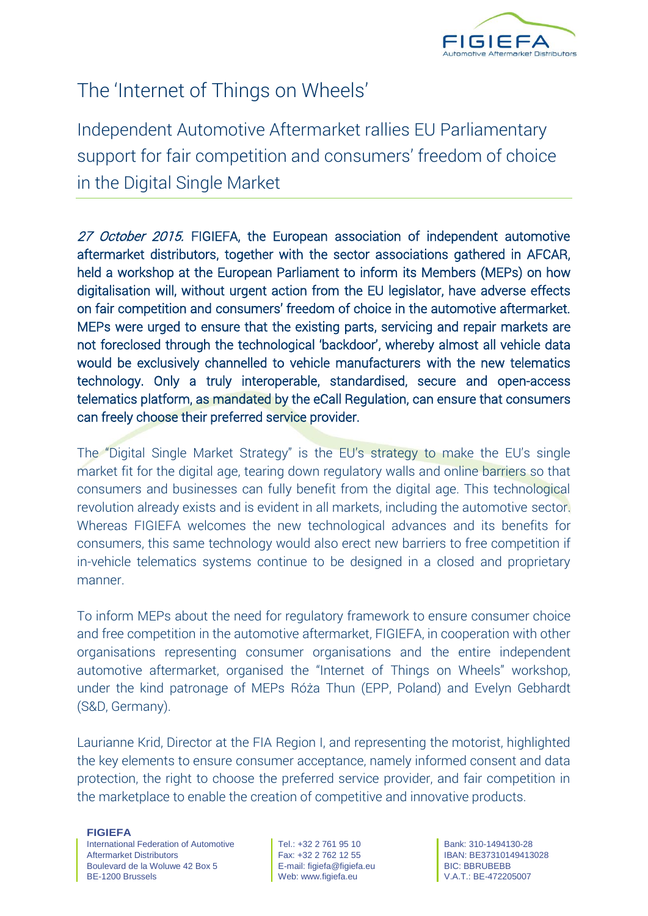# The 'Internet of Things on Wheels'

## Independent Automotive Aftermarket rallies EU Parliamentary support for fair competition and consumers' freedom of choice in the Digital Single Market

*27 October 2015.* FIGIEFA, the European association of independent automotive aftermarket distributors, together with the sector associations gathered in AFCAR, held a workshop at the European Parliament to inform its Members (MEPs) on how digitalisation will, without urgent action from the EU legislator, have adverse effects on fair competition and consumers' freedom of choice in the automotive aftermarket. MEPs were urged to ensure that the existing parts, servicing and repair markets are not foreclosed through the technological 'backdoor', whereby almost all vehicle data would be exclusively channelled to vehicle manufacturers with the new telematics technology. Only a truly interoperable, standardised, secure and open-access telematics platform, as mandated by the eCall Regulation, can ensure that consumers can freely choose their preferred service provider.

The "Digital Single Market Strategy" is the EU's strategy to make the EU's single market fit for the digital age, tearing down regulatory walls and online barriers so that consumers and businesses can fully benefit from the digital age. This technological revolution already exists and is evident in all markets, including the automotive sector. Whereas FIGIEFA welcomes the new technological advances and its benefits for consumers, this same technology would also erect new barriers to free competition if in-vehicle telematics systems continue to be designed in a closed and proprietary manner.

To inform MEPs about the need for regulatory framework to ensure consumer choice and free competition in the automotive aftermarket, FIGIEFA, in cooperation with other organisations representing consumer organisations and the entire independent automotive aftermarket, organised the "Internet of Things on Wheels" workshop, under the kind patronage of MEPs Róża Thun (EPP, Poland) and Evelyn Gebhardt (S&D, Germany).

Laurianne Krid, Director at the FIA Region I, and representing the motorist, highlighted the key elements to ensure consumer acceptance, namely informed consent and data protection, the right to choose the preferred service provider, and fair competition in the marketplace to enable the creation of competitive and innovative products.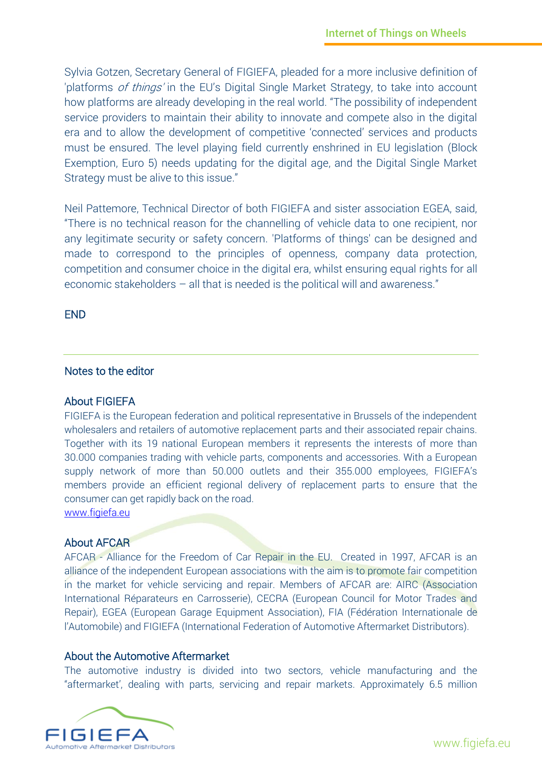Sylvia Gotzen, Secretary General of FIGIEFA, pleaded for a more inclusive definition of 'platforms *of things*' in the EU's Digital Single Market Strategy, to take into account how platforms are already developing in the real world. "The possibility of independent service providers to maintain their ability to innovate and compete also in the digital era and to allow the development of competitive 'connected' services and products must be ensured. The level playing field currently enshrined in EU legislation (Block Exemption, Euro 5) needs updating for the digital age, and the Digital Single Market Strategy must be alive to this issue."

Neil Pattemore, Technical Director of both FIGIEFA and sister association EGEA, said, "There is no technical reason for the channelling of vehicle data to one recipient, nor any legitimate security or safety concern. 'Platforms of things' can be designed and made to correspond to the principles of openness, company data protection, competition and consumer choice in the digital era, whilst ensuring equal rights for all economic stakeholders – all that is needed is the political will and awareness."

END

---

## Notes to the editor

### About FIGIEFA

FIGIEFA is the European federation and political representative in Brussels of the independent wholesalers and retailers of automotive replacement parts and their associated repair chains. Together with its 19 national European members it represents the interests of more than 30.000 companies trading with vehicle parts, components and accessories. With a European supply network of more than 50.000 outlets and their 355.000 employees, FIGIEFA's members provide an efficient regional delivery of replacement parts to ensure that the consumer can get rapidly back on the road.
[www.figiefa.eu](http://www.figiefa.eu)

### About AFCAR

AFCAR - Alliance for the Freedom of Car Repair in the EU. Created in 1997, AFCAR is an alliance of the independent European associations with the aim is to promote fair competition in the market for vehicle servicing and repair. Members of AFCAR are: AIRC (Association International Réparateurs en Carrosserie), CECRA (European Council for Motor Trades and Repair), EGEA (European Garage Equipment Association), FIA (Fédération Internationale de l'Automobile) and FIGIEFA (International Federation of Automotive Aftermarket Distributors).

### About the Automotive Aftermarket

The automotive industry is divided into two sectors, vehicle manufacturing and the "aftermarket', dealing with parts, servicing and repair markets. Approximately 6.5 million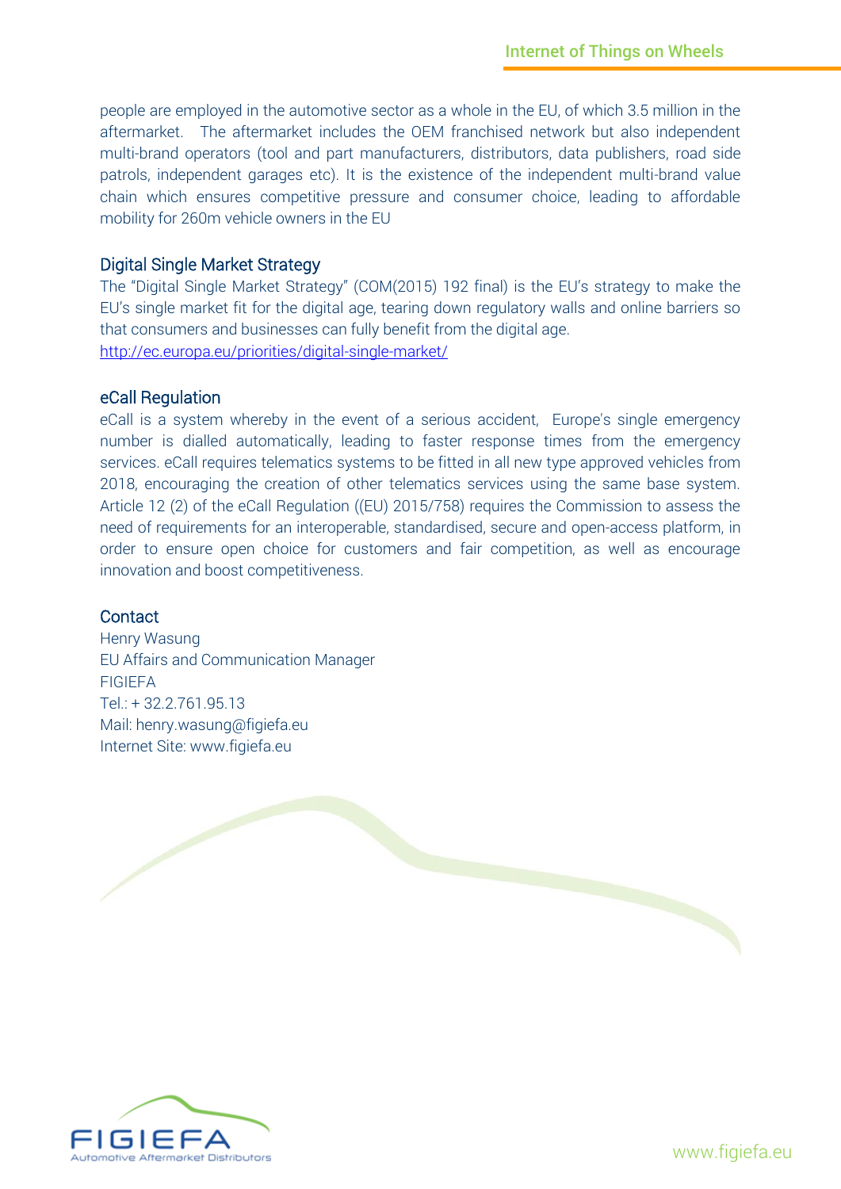people are employed in the automotive sector as a whole in the EU, of which 3.5 million in the aftermarket. The aftermarket includes the OEM franchised network but also independent multi-brand operators (tool and part manufacturers, distributors, data publishers, road side patrols, independent garages etc). It is the existence of the independent multi-brand value chain which ensures competitive pressure and consumer choice, leading to affordable mobility for 260m vehicle owners in the EU

## Digital Single Market Strategy

The "Digital Single Market Strategy" (COM(2015) 192 final) is the EU's strategy to make the EU's single market fit for the digital age, tearing down regulatory walls and online barriers so that consumers and businesses can fully benefit from the digital age.
http://ec.europa.eu/priorities/digital-single-market/

## eCall Regulation

eCall is a system whereby in the event of a serious accident, Europe's single emergency number is dialled automatically, leading to faster response times from the emergency services. eCall requires telematics systems to be fitted in all new type approved vehicles from 2018, encouraging the creation of other telematics services using the same base system. Article 12 (2) of the eCall Regulation ((EU) 2015/758) requires the Commission to assess the need of requirements for an interoperable, standardised, secure and open-access platform, in order to ensure open choice for customers and fair competition, as well as encourage innovation and boost competitiveness.

## Contact

Henry Wasung
EU Affairs and Communication Manager
FIGIEFA
Tel.: + 32.2.761.95.13
Mail: henry.wasung@figiefa.eu
Internet Site: www.figiefa.eu